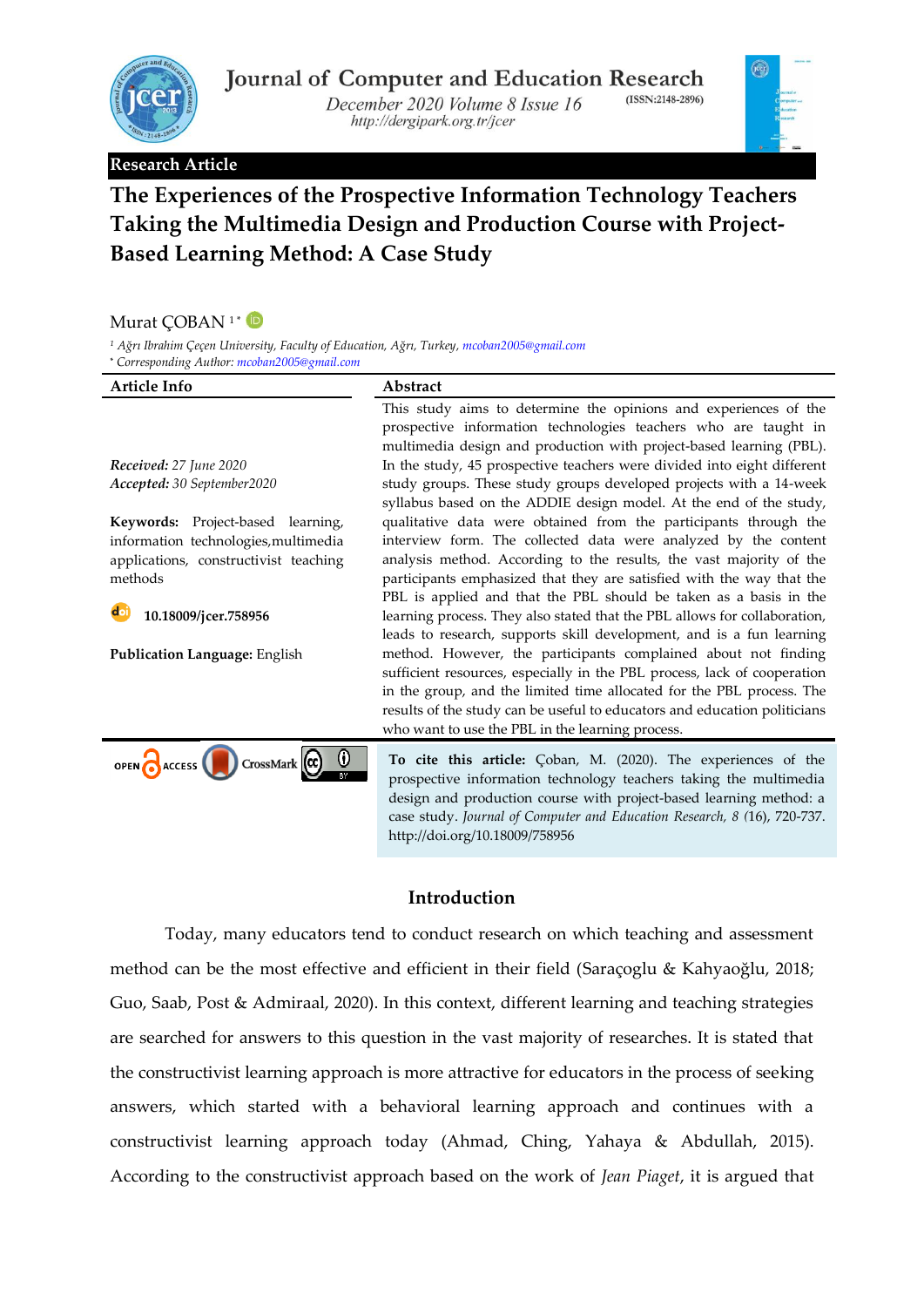Journal of Computer and Education Research

December 2020 Volume 8 Issue 16

http://dergipark.org.tr/jcer

(ISSN:2148-2896)

**Research Article**

# The Experiences of the Prospective Information Technology Teachers Taking the Multimedia Design and Production Course with Project-Based Learning Method: A Case Study

Murat ÇOBAN [1*]

[1] *Ağrı Ibrahim Çeçen University, Faculty of Education, Ağrı, Turkey, mcoban2005@gmail.com*

[*] *Corresponding Author: mcoban2005@gmail.com*

**Article Info**

***Received:*** *27 June 2020*

***Accepted:*** *30 September2020*

**Keywords:** Project-based learning, information technologies,multimedia applications, constructivist teaching methods

**10.18009/jcer.758956**

**Publication Language:** English

**Abstract**

This study aims to determine the opinions and experiences of the prospective information technologies teachers who are taught in multimedia design and production with project-based learning (PBL). In the study, 45 prospective teachers were divided into eight different study groups. These study groups developed projects with a 14-week syllabus based on the ADDIE design model. At the end of the study, qualitative data were obtained from the participants through the interview form. The collected data were analyzed by the content analysis method. According to the results, the vast majority of the participants emphasized that they are satisfied with the way that the PBL is applied and that the PBL should be taken as a basis in the learning process. They also stated that the PBL allows for collaboration, leads to research, supports skill development, and is a fun learning method. However, the participants complained about not finding sufficient resources, especially in the PBL process, lack of cooperation in the group, and the limited time allocated for the PBL process. The results of the study can be useful to educators and education politicians who want to use the PBL in the learning process.

**To cite this article:** Çoban, M. (2020). The experiences of the prospective information technology teachers taking the multimedia design and production course with project-based learning method: a case study. *Journal of Computer and Education Research, 8* (16), 720-737. http://doi.org/10.18009/758956

## Introduction

Today, many educators tend to conduct research on which teaching and assessment method can be the most effective and efficient in their field (Saraçoglu & Kahyaoğlu, 2018; Guo, Saab, Post & Admiraal, 2020). In this context, different learning and teaching strategies are searched for answers to this question in the vast majority of researches. It is stated that the constructivist learning approach is more attractive for educators in the process of seeking answers, which started with a behavioral learning approach and continues with a constructivist learning approach today (Ahmad, Ching, Yahaya & Abdullah, 2015). According to the constructivist approach based on the work of *Jean Piaget*, it is argued that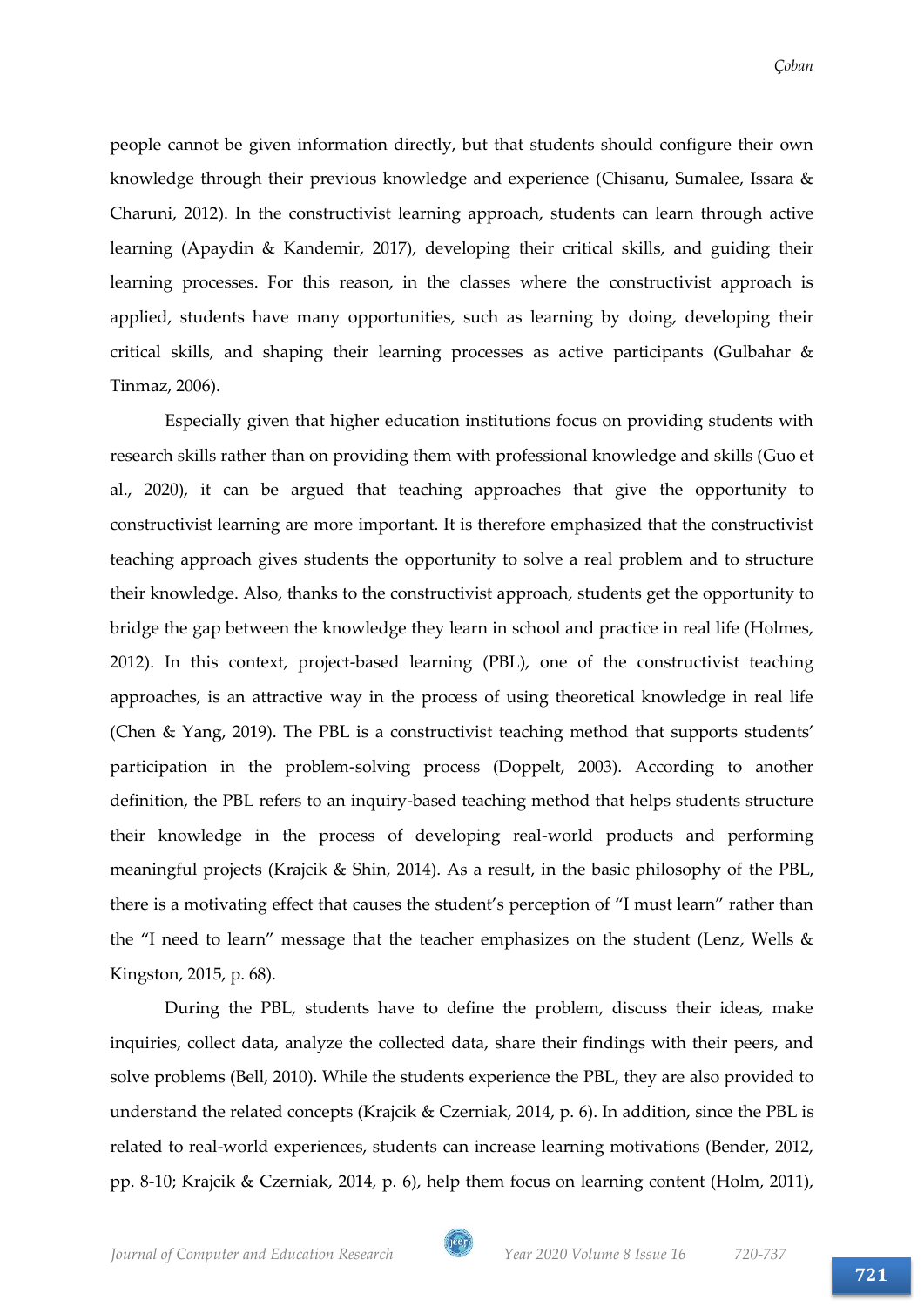people cannot be given information directly, but that students should configure their own knowledge through their previous knowledge and experience (Chisanu, Sumalee, Issara & Charuni, 2012). In the constructivist learning approach, students can learn through active learning (Apaydin & Kandemir, 2017), developing their critical skills, and guiding their learning processes. For this reason, in the classes where the constructivist approach is applied, students have many opportunities, such as learning by doing, developing their critical skills, and shaping their learning processes as active participants (Gulbahar & Tinmaz, 2006).

Especially given that higher education institutions focus on providing students with research skills rather than on providing them with professional knowledge and skills (Guo et al., 2020), it can be argued that teaching approaches that give the opportunity to constructivist learning are more important. It is therefore emphasized that the constructivist teaching approach gives students the opportunity to solve a real problem and to structure their knowledge. Also, thanks to the constructivist approach, students get the opportunity to bridge the gap between the knowledge they learn in school and practice in real life (Holmes, 2012). In this context, project-based learning (PBL), one of the constructivist teaching approaches, is an attractive way in the process of using theoretical knowledge in real life (Chen & Yang, 2019). The PBL is a constructivist teaching method that supports students' participation in the problem-solving process (Doppelt, 2003). According to another definition, the PBL refers to an inquiry-based teaching method that helps students structure their knowledge in the process of developing real-world products and performing meaningful projects (Krajcik & Shin, 2014). As a result, in the basic philosophy of the PBL, there is a motivating effect that causes the student's perception of "I must learn" rather than the "I need to learn" message that the teacher emphasizes on the student (Lenz, Wells & Kingston, 2015, p. 68).

During the PBL, students have to define the problem, discuss their ideas, make inquiries, collect data, analyze the collected data, share their findings with their peers, and solve problems (Bell, 2010). While the students experience the PBL, they are also provided to understand the related concepts (Krajcik & Czerniak, 2014, p. 6). In addition, since the PBL is related to real-world experiences, students can increase learning motivations (Bender, 2012, pp. 8-10; Krajcik & Czerniak, 2014, p. 6), help them focus on learning content (Holm, 2011),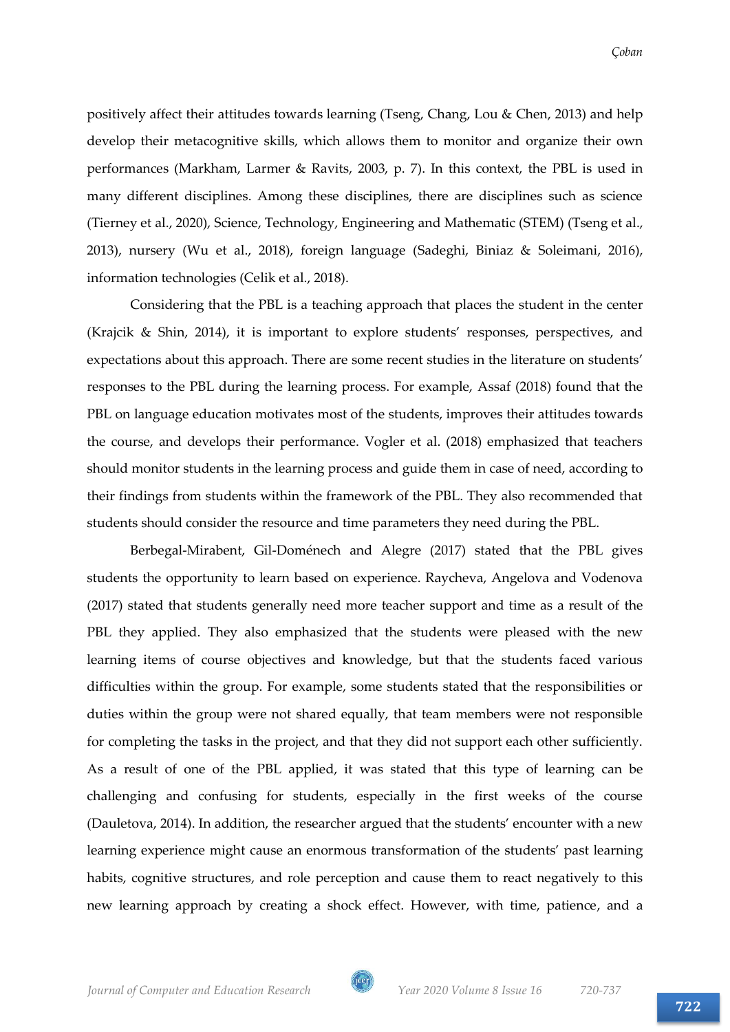positively affect their attitudes towards learning (Tseng, Chang, Lou & Chen, 2013) and help develop their metacognitive skills, which allows them to monitor and organize their own performances (Markham, Larmer & Ravits, 2003, p. 7). In this context, the PBL is used in many different disciplines. Among these disciplines, there are disciplines such as science (Tierney et al., 2020), Science, Technology, Engineering and Mathematic (STEM) (Tseng et al., 2013), nursery (Wu et al., 2018), foreign language (Sadeghi, Biniaz & Soleimani, 2016), information technologies (Celik et al., 2018).

Considering that the PBL is a teaching approach that places the student in the center (Krajcik & Shin, 2014), it is important to explore students' responses, perspectives, and expectations about this approach. There are some recent studies in the literature on students' responses to the PBL during the learning process. For example, Assaf (2018) found that the PBL on language education motivates most of the students, improves their attitudes towards the course, and develops their performance. Vogler et al. (2018) emphasized that teachers should monitor students in the learning process and guide them in case of need, according to their findings from students within the framework of the PBL. They also recommended that students should consider the resource and time parameters they need during the PBL.

Berbegal-Mirabent, Gil-Doménech and Alegre (2017) stated that the PBL gives students the opportunity to learn based on experience. Raycheva, Angelova and Vodenova (2017) stated that students generally need more teacher support and time as a result of the PBL they applied. They also emphasized that the students were pleased with the new learning items of course objectives and knowledge, but that the students faced various difficulties within the group. For example, some students stated that the responsibilities or duties within the group were not shared equally, that team members were not responsible for completing the tasks in the project, and that they did not support each other sufficiently. As a result of one of the PBL applied, it was stated that this type of learning can be challenging and confusing for students, especially in the first weeks of the course (Dauletova, 2014). In addition, the researcher argued that the students' encounter with a new learning experience might cause an enormous transformation of the students' past learning habits, cognitive structures, and role perception and cause them to react negatively to this new learning approach by creating a shock effect. However, with time, patience, and a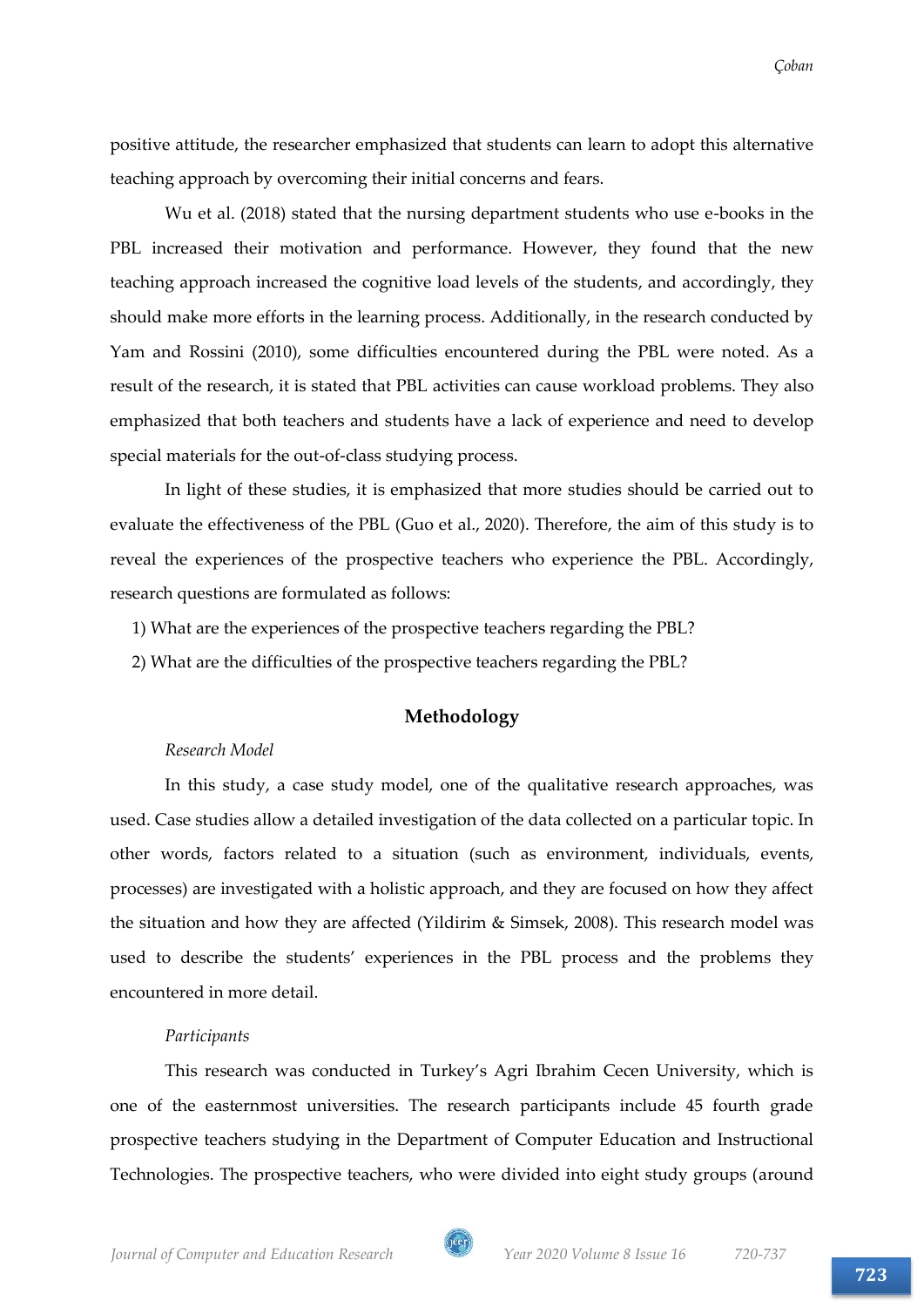positive attitude, the researcher emphasized that students can learn to adopt this alternative teaching approach by overcoming their initial concerns and fears.

Wu et al. (2018) stated that the nursing department students who use e-books in the PBL increased their motivation and performance. However, they found that the new teaching approach increased the cognitive load levels of the students, and accordingly, they should make more efforts in the learning process. Additionally, in the research conducted by Yam and Rossini (2010), some difficulties encountered during the PBL were noted. As a result of the research, it is stated that PBL activities can cause workload problems. They also emphasized that both teachers and students have a lack of experience and need to develop special materials for the out-of-class studying process.

In light of these studies, it is emphasized that more studies should be carried out to evaluate the effectiveness of the PBL (Guo et al., 2020). Therefore, the aim of this study is to reveal the experiences of the prospective teachers who experience the PBL. Accordingly, research questions are formulated as follows:

1) What are the experiences of the prospective teachers regarding the PBL?
2) What are the difficulties of the prospective teachers regarding the PBL?

## Methodology

### *Research Model*

In this study, a case study model, one of the qualitative research approaches, was used. Case studies allow a detailed investigation of the data collected on a particular topic. In other words, factors related to a situation (such as environment, individuals, events, processes) are investigated with a holistic approach, and they are focused on how they affect the situation and how they are affected (Yildirim & Simsek, 2008). This research model was used to describe the students' experiences in the PBL process and the problems they encountered in more detail.

### *Participants*

This research was conducted in Turkey's Agri Ibrahim Cecen University, which is one of the easternmost universities. The research participants include 45 fourth grade prospective teachers studying in the Department of Computer Education and Instructional Technologies. The prospective teachers, who were divided into eight study groups (around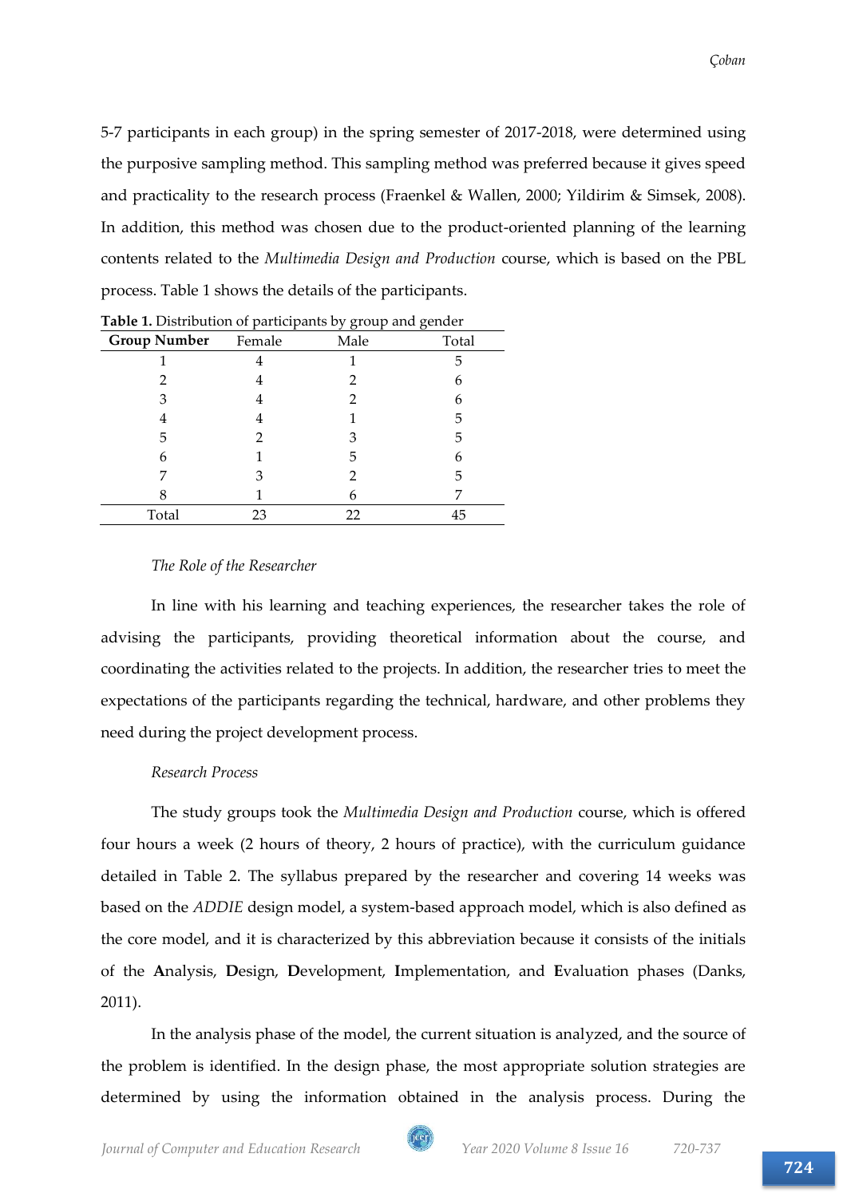5-7 participants in each group) in the spring semester of 2017-2018, were determined using the purposive sampling method. This sampling method was preferred because it gives speed and practicality to the research process (Fraenkel & Wallen, 2000; Yildirim & Simsek, 2008). In addition, this method was chosen due to the product-oriented planning of the learning contents related to the *Multimedia Design and Production* course, which is based on the PBL process. Table 1 shows the details of the participants.

**Table 1.** Distribution of participants by group and gender

| Group Number | Female | Male | Total |
|---|---|---|---|
| 1 | 4 | 1 | 5 |
| 2 | 4 | 2 | 6 |
| 3 | 4 | 2 | 6 |
| 4 | 4 | 1 | 5 |
| 5 | 2 | 3 | 5 |
| 6 | 1 | 5 | 6 |
| 7 | 3 | 2 | 5 |
| 8 | 1 | 6 | 7 |
| Total | 23 | 22 | 45 |

*The Role of the Researcher*

In line with his learning and teaching experiences, the researcher takes the role of advising the participants, providing theoretical information about the course, and coordinating the activities related to the projects. In addition, the researcher tries to meet the expectations of the participants regarding the technical, hardware, and other problems they need during the project development process.

*Research Process*

The study groups took the *Multimedia Design and Production* course, which is offered four hours a week (2 hours of theory, 2 hours of practice), with the curriculum guidance detailed in Table 2. The syllabus prepared by the researcher and covering 14 weeks was based on the *ADDIE* design model, a system-based approach model, which is also defined as the core model, and it is characterized by this abbreviation because it consists of the initials of the **A**nalysis, **D**esign, **D**evelopment, **I**mplementation, and **E**valuation phases (Danks, 2011).

In the analysis phase of the model, the current situation is analyzed, and the source of the problem is identified. In the design phase, the most appropriate solution strategies are determined by using the information obtained in the analysis process. During the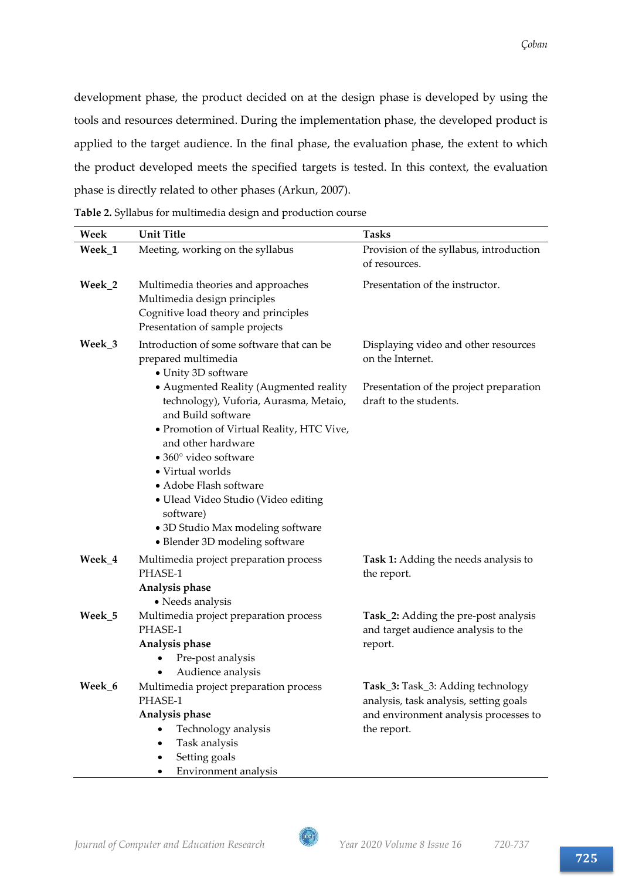development phase, the product decided on at the design phase is developed by using the tools and resources determined. During the implementation phase, the developed product is applied to the target audience. In the final phase, the evaluation phase, the extent to which the product developed meets the specified targets is tested. In this context, the evaluation phase is directly related to other phases (Arkun, 2007).

**Table 2.** Syllabus for multimedia design and production course

| Week | Unit Title | Tasks |
|---|---|---|
| **Week_1** | Meeting, working on the syllabus | Provision of the syllabus, introduction of resources. |
| **Week_2** | Multimedia theories and approaches<br>Multimedia design principles<br>Cognitive load theory and principles<br>Presentation of sample projects | Presentation of the instructor. |
| **Week_3** | Introduction of some software that can be prepared multimedia<br>• Unity 3D software<br>• Augmented Reality (Augmented reality technology), Vuforia, Aurasma, Metaio, and Build software<br>• Promotion of Virtual Reality, HTC Vive, and other hardware<br>• 360° video software<br>• Virtual worlds<br>• Adobe Flash software<br>• Ulead Video Studio (Video editing software)<br>• 3D Studio Max modeling software<br>• Blender 3D modeling software | Displaying video and other resources on the Internet.<br><br>Presentation of the project preparation draft to the students. |
| **Week_4** | Multimedia project preparation process PHASE-1<br>**Analysis phase**<br>• Needs analysis | **Task 1:** Adding the needs analysis to the report. |
| **Week_5** | Multimedia project preparation process PHASE-1<br>**Analysis phase**<br>• Pre-post analysis<br>• Audience analysis | **Task_2:** Adding the pre-post analysis and target audience analysis to the report. |
| **Week_6** | Multimedia project preparation process PHASE-1<br>**Analysis phase**<br>• Technology analysis<br>• Task analysis<br>• Setting goals<br>• Environment analysis | **Task_3:** Task_3: Adding technology analysis, task analysis, setting goals and environment analysis processes to the report. |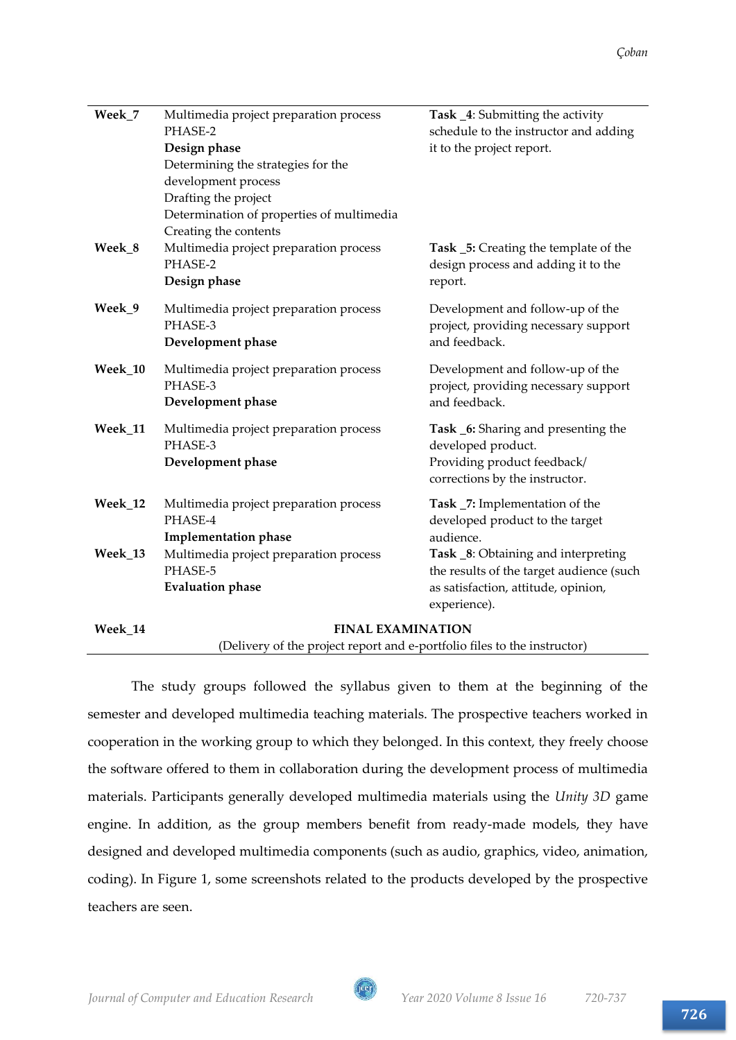| | | |
|---|---|---|
| **Week_7** | Multimedia project preparation process PHASE-2 **Design phase** Determining the strategies for the development process Drafting the project Determination of properties of multimedia Creating the contents | **Task _4**: Submitting the activity schedule to the instructor and adding it to the project report. |
| **Week_8** | Multimedia project preparation process PHASE-2 **Design phase** | **Task _5:** Creating the template of the design process and adding it to the report. |
| **Week_9** | Multimedia project preparation process PHASE-3 **Development phase** | Development and follow-up of the project, providing necessary support and feedback. |
| **Week_10** | Multimedia project preparation process PHASE-3 **Development phase** | Development and follow-up of the project, providing necessary support and feedback. |
| **Week_11** | Multimedia project preparation process PHASE-3 **Development phase** | **Task _6:** Sharing and presenting the developed product. Providing product feedback/ corrections by the instructor. |
| **Week_12** | Multimedia project preparation process PHASE-4 **Implementation phase** | **Task _7:** Implementation of the developed product to the target audience. |
| **Week_13** | Multimedia project preparation process PHASE-5 **Evaluation phase** | **Task _8**: Obtaining and interpreting the results of the target audience (such as satisfaction, attitude, opinion, experience). |
| **Week_14** | **FINAL EXAMINATION** (Delivery of the project report and e-portfolio files to the instructor) | |

The study groups followed the syllabus given to them at the beginning of the semester and developed multimedia teaching materials. The prospective teachers worked in cooperation in the working group to which they belonged. In this context, they freely choose the software offered to them in collaboration during the development process of multimedia materials. Participants generally developed multimedia materials using the *Unity 3D* game engine. In addition, as the group members benefit from ready-made models, they have designed and developed multimedia components (such as audio, graphics, video, animation, coding). In Figure 1, some screenshots related to the products developed by the prospective teachers are seen.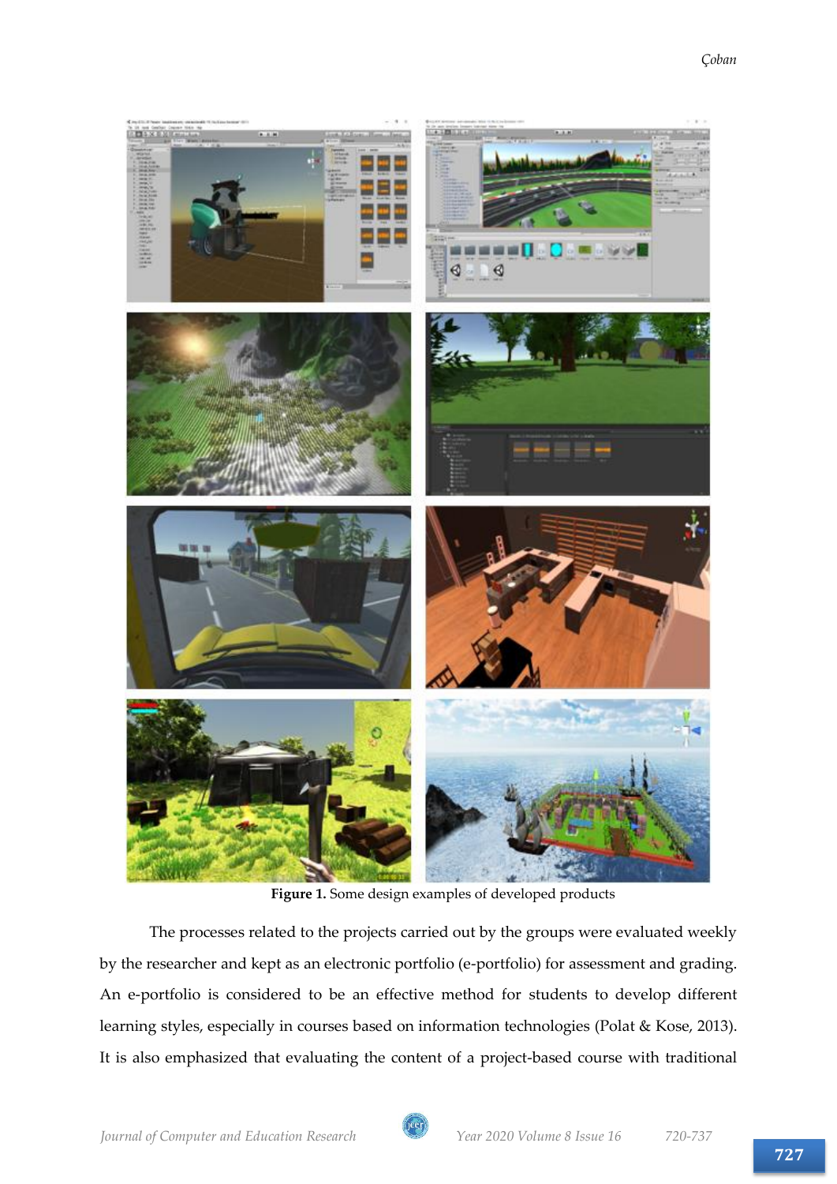Figure 1. Some design examples of developed products

The processes related to the projects carried out by the groups were evaluated weekly by the researcher and kept as an electronic portfolio (e-portfolio) for assessment and grading. An e-portfolio is considered to be an effective method for students to develop different learning styles, especially in courses based on information technologies (Polat & Kose, 2013). It is also emphasized that evaluating the content of a project-based course with traditional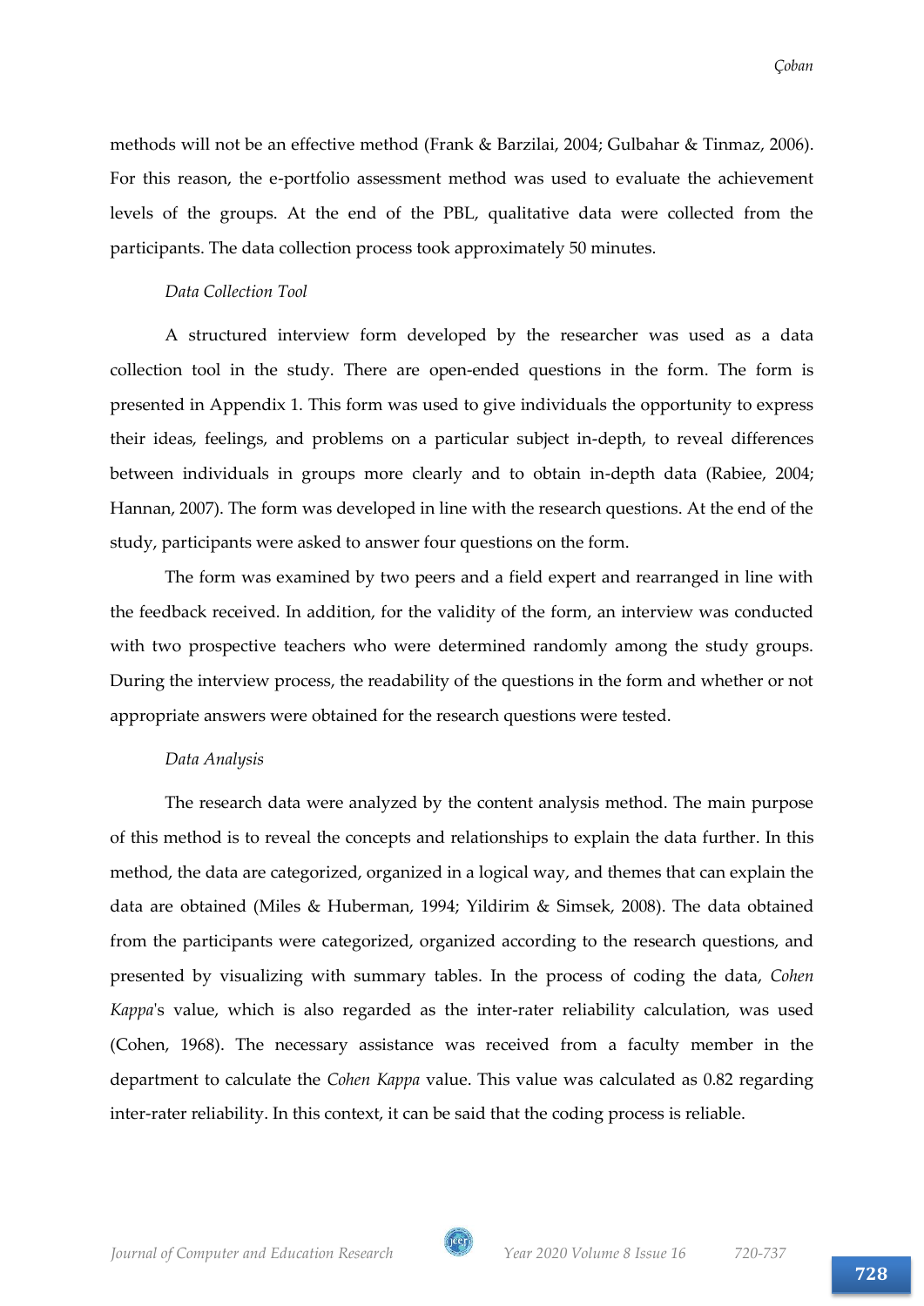methods will not be an effective method (Frank & Barzilai, 2004; Gulbahar & Tinmaz, 2006). For this reason, the e-portfolio assessment method was used to evaluate the achievement levels of the groups. At the end of the PBL, qualitative data were collected from the participants. The data collection process took approximately 50 minutes.

*Data Collection Tool*

A structured interview form developed by the researcher was used as a data collection tool in the study. There are open-ended questions in the form. The form is presented in Appendix 1. This form was used to give individuals the opportunity to express their ideas, feelings, and problems on a particular subject in-depth, to reveal differences between individuals in groups more clearly and to obtain in-depth data (Rabiee, 2004; Hannan, 2007). The form was developed in line with the research questions. At the end of the study, participants were asked to answer four questions on the form.

The form was examined by two peers and a field expert and rearranged in line with the feedback received. In addition, for the validity of the form, an interview was conducted with two prospective teachers who were determined randomly among the study groups. During the interview process, the readability of the questions in the form and whether or not appropriate answers were obtained for the research questions were tested.

*Data Analysis*

The research data were analyzed by the content analysis method. The main purpose of this method is to reveal the concepts and relationships to explain the data further. In this method, the data are categorized, organized in a logical way, and themes that can explain the data are obtained (Miles & Huberman, 1994; Yildirim & Simsek, 2008). The data obtained from the participants were categorized, organized according to the research questions, and presented by visualizing with summary tables. In the process of coding the data, *Cohen Kappa*'s value, which is also regarded as the inter-rater reliability calculation, was used (Cohen, 1968). The necessary assistance was received from a faculty member in the department to calculate the *Cohen Kappa* value. This value was calculated as 0.82 regarding inter-rater reliability. In this context, it can be said that the coding process is reliable.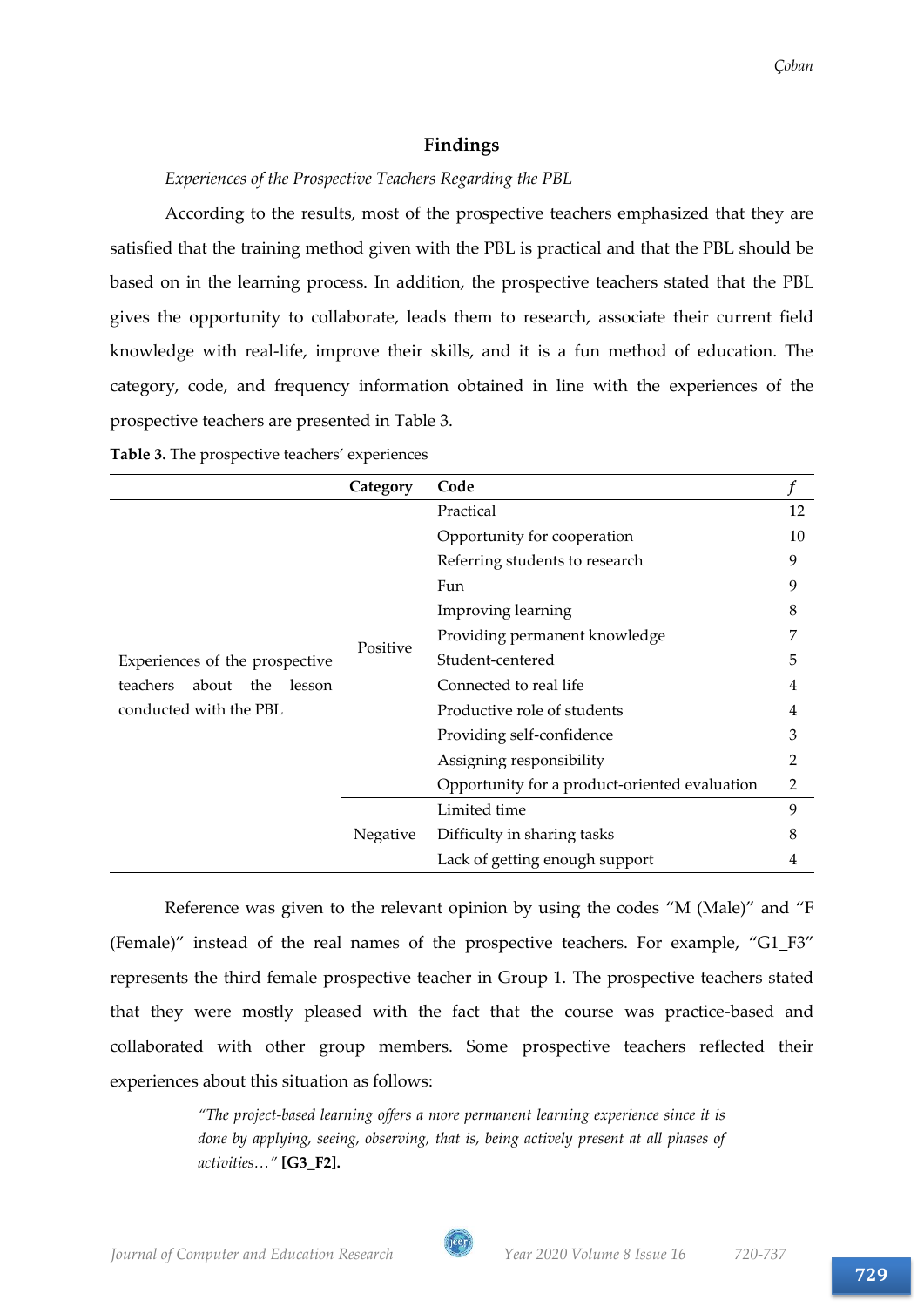## Findings

*Experiences of the Prospective Teachers Regarding the PBL*

According to the results, most of the prospective teachers emphasized that they are satisfied that the training method given with the PBL is practical and that the PBL should be based on in the learning process. In addition, the prospective teachers stated that the PBL gives the opportunity to collaborate, leads them to research, associate their current field knowledge with real-life, improve their skills, and it is a fun method of education. The category, code, and frequency information obtained in line with the experiences of the prospective teachers are presented in Table 3.

**Table 3.** The prospective teachers' experiences

| | Category | Code | *f* |
|---|---|---|---|
| Experiences of the prospective teachers about the lesson conducted with the PBL | Positive | Practical | 12 |
| | | Opportunity for cooperation | 10 |
| | | Referring students to research | 9 |
| | | Fun | 9 |
| | | Improving learning | 8 |
| | | Providing permanent knowledge | 7 |
| | | Student-centered | 5 |
| | | Connected to real life | 4 |
| | | Productive role of students | 4 |
| | | Providing self-confidence | 3 |
| | | Assigning responsibility | 2 |
| | | Opportunity for a product-oriented evaluation | 2 |
| | Negative | Limited time | 9 |
| | | Difficulty in sharing tasks | 8 |
| | | Lack of getting enough support | 4 |

Reference was given to the relevant opinion by using the codes "M (Male)" and "F (Female)" instead of the real names of the prospective teachers. For example, "G1_F3" represents the third female prospective teacher in Group 1. The prospective teachers stated that they were mostly pleased with the fact that the course was practice-based and collaborated with other group members. Some prospective teachers reflected their experiences about this situation as follows:

> *"The project-based learning offers a more permanent learning experience since it is done by applying, seeing, observing, that is, being actively present at all phases of activities…"* **[G3_F2].**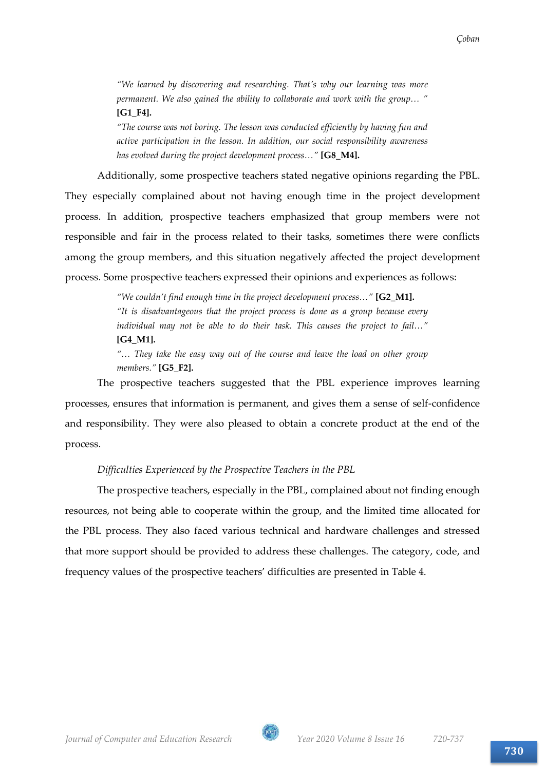> *"We learned by discovering and researching. That's why our learning was more permanent. We also gained the ability to collaborate and work with the group… "* **[G1_F4].**
>
> *"The course was not boring. The lesson was conducted efficiently by having fun and active participation in the lesson. In addition, our social responsibility awareness has evolved during the project development process…"* **[G8_M4].**

Additionally, some prospective teachers stated negative opinions regarding the PBL. They especially complained about not having enough time in the project development process. In addition, prospective teachers emphasized that group members were not responsible and fair in the process related to their tasks, sometimes there were conflicts among the group members, and this situation negatively affected the project development process. Some prospective teachers expressed their opinions and experiences as follows:

> *"We couldn't find enough time in the project development process…"* **[G2_M1].**
>
> *"It is disadvantageous that the project process is done as a group because every individual may not be able to do their task. This causes the project to fail…"* **[G4_M1].**
>
> *"… They take the easy way out of the course and leave the load on other group members."* **[G5_F2].**

The prospective teachers suggested that the PBL experience improves learning processes, ensures that information is permanent, and gives them a sense of self-confidence and responsibility. They were also pleased to obtain a concrete product at the end of the process.

*Difficulties Experienced by the Prospective Teachers in the PBL*

The prospective teachers, especially in the PBL, complained about not finding enough resources, not being able to cooperate within the group, and the limited time allocated for the PBL process. They also faced various technical and hardware challenges and stressed that more support should be provided to address these challenges. The category, code, and frequency values of the prospective teachers' difficulties are presented in Table 4.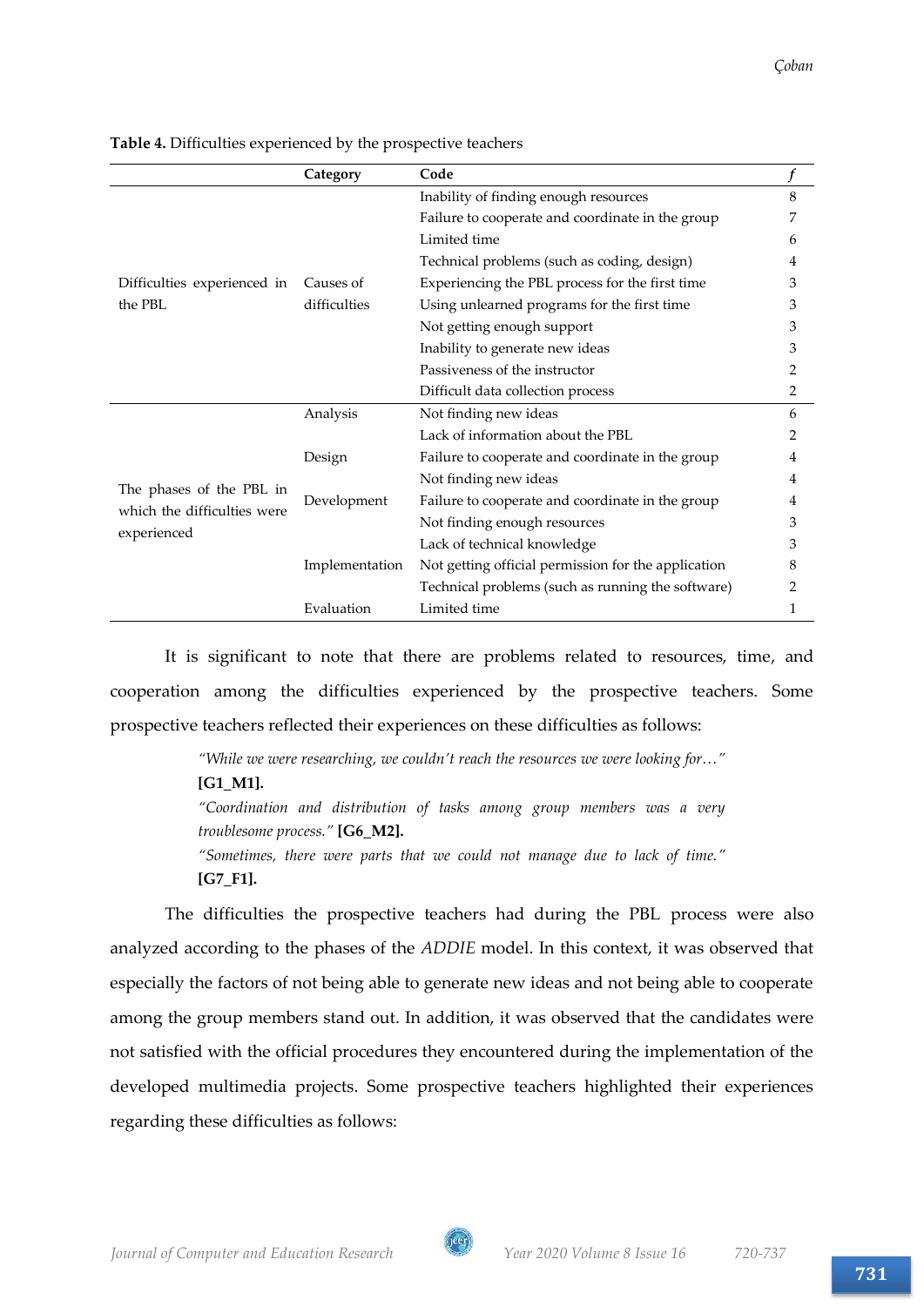**Table 4.** Difficulties experienced by the prospective teachers

| | Category | Code | *f* |
|---|---|---|---|
| Difficulties experienced in the PBL | Causes of difficulties | Inability of finding enough resources | 8 |
| | | Failure to cooperate and coordinate in the group | 7 |
| | | Limited time | 6 |
| | | Technical problems (such as coding, design) | 4 |
| | | Experiencing the PBL process for the first time | 3 |
| | | Using unlearned programs for the first time | 3 |
| | | Not getting enough support | 3 |
| | | Inability to generate new ideas | 3 |
| | | Passiveness of the instructor | 2 |
| | | Difficult data collection process | 2 |
| The phases of the PBL in which the difficulties were experienced | Analysis | Not finding new ideas | 6 |
| | | Lack of information about the PBL | 2 |
| | Design | Failure to cooperate and coordinate in the group | 4 |
| | | Not finding new ideas | 4 |
| | Development | Failure to cooperate and coordinate in the group | 4 |
| | | Not finding enough resources | 3 |
| | | Lack of technical knowledge | 3 |
| | Implementation | Not getting official permission for the application | 8 |
| | | Technical problems (such as running the software) | 2 |
| | Evaluation | Limited time | 1 |

It is significant to note that there are problems related to resources, time, and cooperation among the difficulties experienced by the prospective teachers. Some prospective teachers reflected their experiences on these difficulties as follows:

> *"While we were researching, we couldn't reach the resources we were looking for…"* **[G1_M1].**
>
> *"Coordination and distribution of tasks among group members was a very troublesome process."* **[G6_M2].**
>
> *"Sometimes, there were parts that we could not manage due to lack of time."* **[G7_F1].**

The difficulties the prospective teachers had during the PBL process were also analyzed according to the phases of the *ADDIE* model. In this context, it was observed that especially the factors of not being able to generate new ideas and not being able to cooperate among the group members stand out. In addition, it was observed that the candidates were not satisfied with the official procedures they encountered during the implementation of the developed multimedia projects. Some prospective teachers highlighted their experiences regarding these difficulties as follows: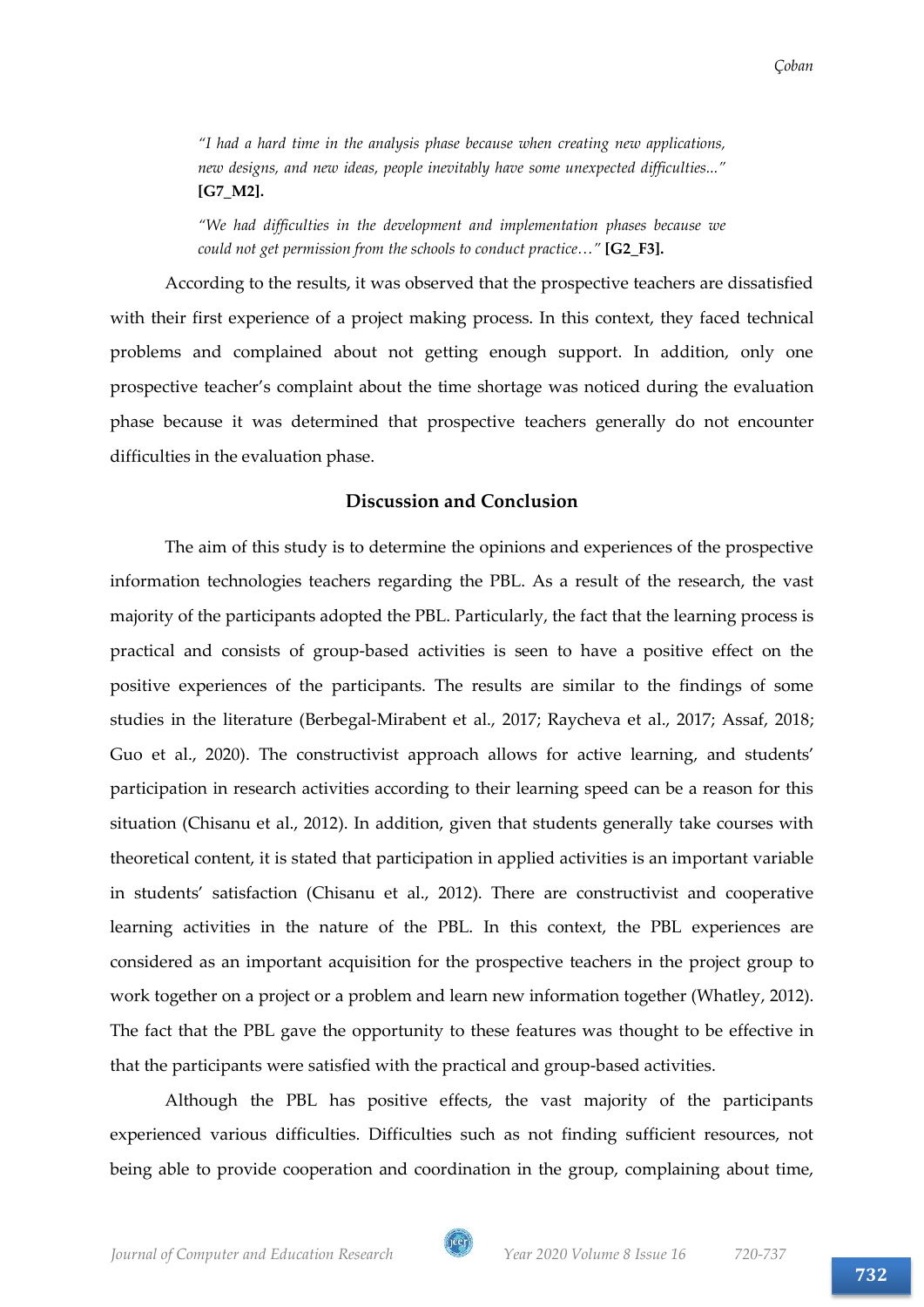> *"I had a hard time in the analysis phase because when creating new applications, new designs, and new ideas, people inevitably have some unexpected difficulties..."* **[G7_M2].**

> *"We had difficulties in the development and implementation phases because we could not get permission from the schools to conduct practice…"* **[G2_F3].**

According to the results, it was observed that the prospective teachers are dissatisfied with their first experience of a project making process. In this context, they faced technical problems and complained about not getting enough support. In addition, only one prospective teacher's complaint about the time shortage was noticed during the evaluation phase because it was determined that prospective teachers generally do not encounter difficulties in the evaluation phase.

## Discussion and Conclusion

The aim of this study is to determine the opinions and experiences of the prospective information technologies teachers regarding the PBL. As a result of the research, the vast majority of the participants adopted the PBL. Particularly, the fact that the learning process is practical and consists of group-based activities is seen to have a positive effect on the positive experiences of the participants. The results are similar to the findings of some studies in the literature (Berbegal-Mirabent et al., 2017; Raycheva et al., 2017; Assaf, 2018; Guo et al., 2020). The constructivist approach allows for active learning, and students' participation in research activities according to their learning speed can be a reason for this situation (Chisanu et al., 2012). In addition, given that students generally take courses with theoretical content, it is stated that participation in applied activities is an important variable in students' satisfaction (Chisanu et al., 2012). There are constructivist and cooperative learning activities in the nature of the PBL. In this context, the PBL experiences are considered as an important acquisition for the prospective teachers in the project group to work together on a project or a problem and learn new information together (Whatley, 2012). The fact that the PBL gave the opportunity to these features was thought to be effective in that the participants were satisfied with the practical and group-based activities.

Although the PBL has positive effects, the vast majority of the participants experienced various difficulties. Difficulties such as not finding sufficient resources, not being able to provide cooperation and coordination in the group, complaining about time,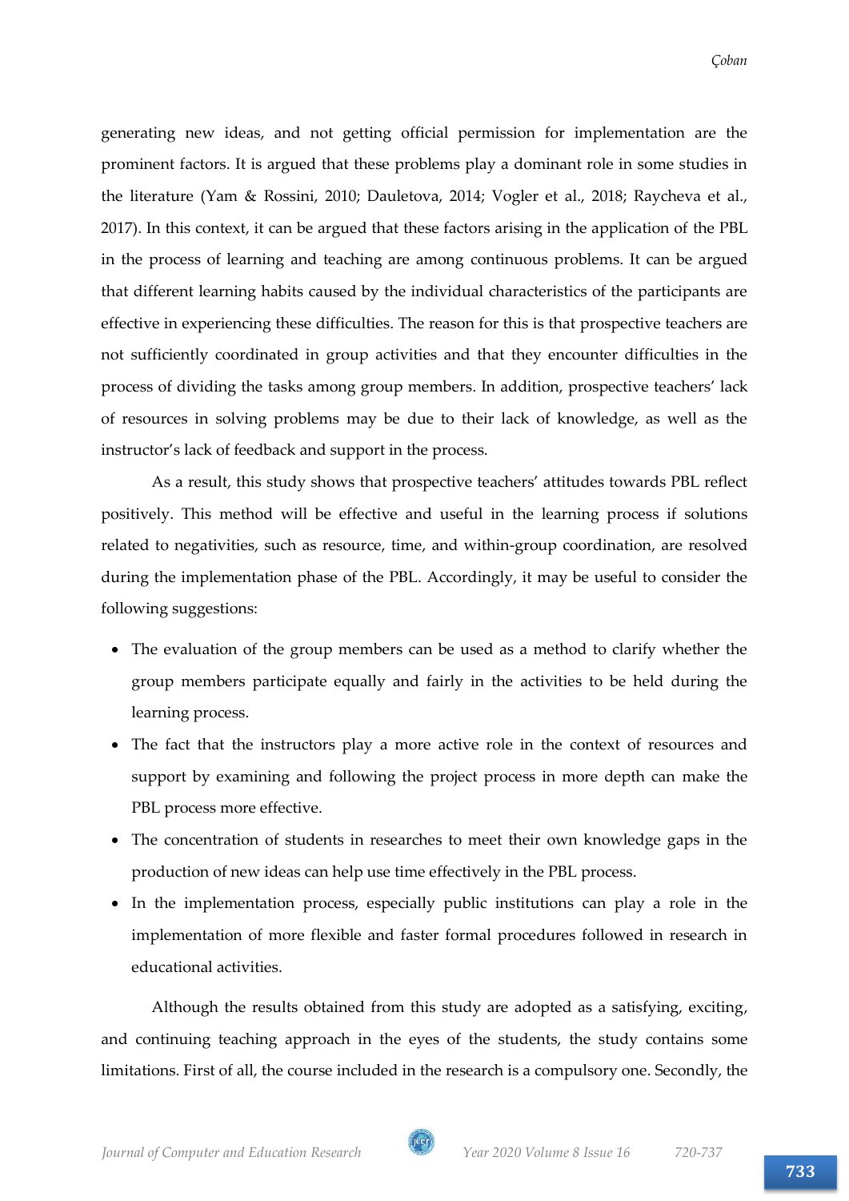generating new ideas, and not getting official permission for implementation are the prominent factors. It is argued that these problems play a dominant role in some studies in the literature (Yam & Rossini, 2010; Dauletova, 2014; Vogler et al., 2018; Raycheva et al., 2017). In this context, it can be argued that these factors arising in the application of the PBL in the process of learning and teaching are among continuous problems. It can be argued that different learning habits caused by the individual characteristics of the participants are effective in experiencing these difficulties. The reason for this is that prospective teachers are not sufficiently coordinated in group activities and that they encounter difficulties in the process of dividing the tasks among group members. In addition, prospective teachers' lack of resources in solving problems may be due to their lack of knowledge, as well as the instructor's lack of feedback and support in the process.

As a result, this study shows that prospective teachers' attitudes towards PBL reflect positively. This method will be effective and useful in the learning process if solutions related to negativities, such as resource, time, and within-group coordination, are resolved during the implementation phase of the PBL. Accordingly, it may be useful to consider the following suggestions:

- The evaluation of the group members can be used as a method to clarify whether the group members participate equally and fairly in the activities to be held during the learning process.
- The fact that the instructors play a more active role in the context of resources and support by examining and following the project process in more depth can make the PBL process more effective.
- The concentration of students in researches to meet their own knowledge gaps in the production of new ideas can help use time effectively in the PBL process.
- In the implementation process, especially public institutions can play a role in the implementation of more flexible and faster formal procedures followed in research in educational activities.

Although the results obtained from this study are adopted as a satisfying, exciting, and continuing teaching approach in the eyes of the students, the study contains some limitations. First of all, the course included in the research is a compulsory one. Secondly, the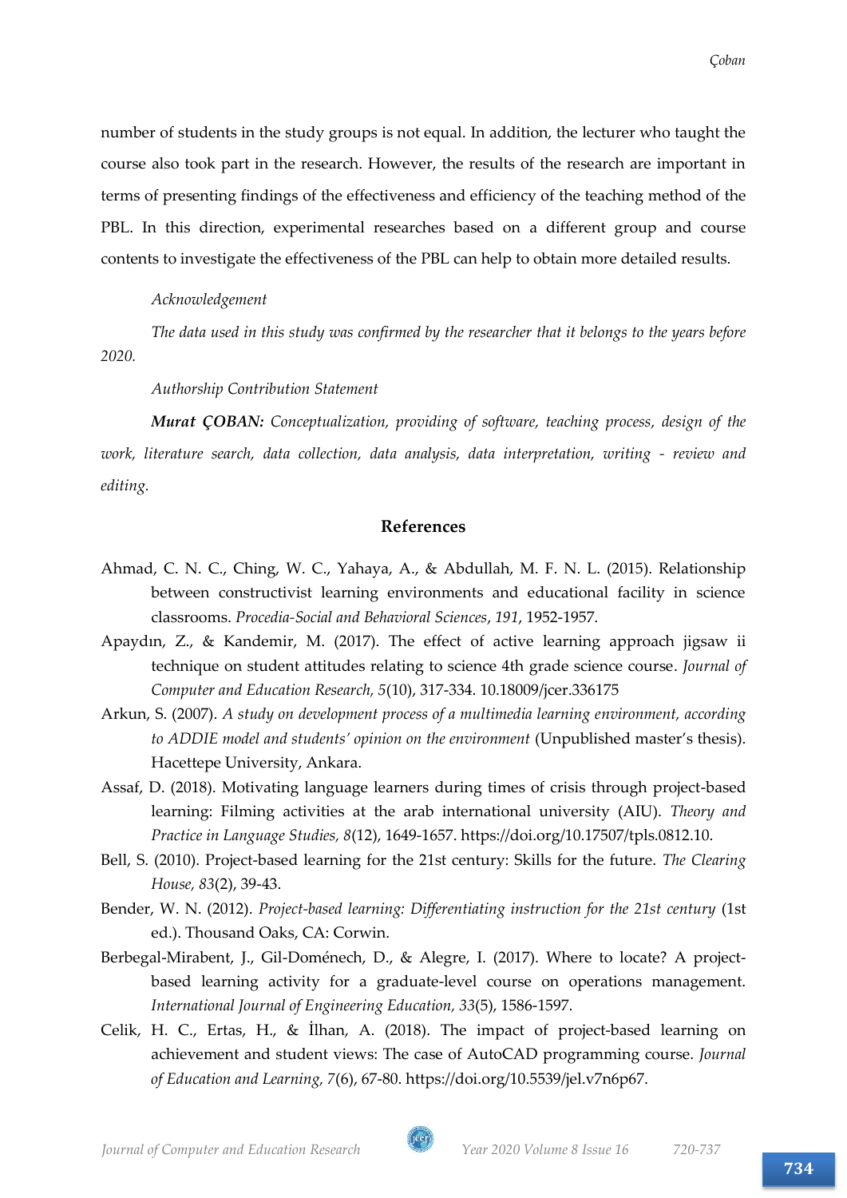number of students in the study groups is not equal. In addition, the lecturer who taught the course also took part in the research. However, the results of the research are important in terms of presenting findings of the effectiveness and efficiency of the teaching method of the PBL. In this direction, experimental researches based on a different group and course contents to investigate the effectiveness of the PBL can help to obtain more detailed results.

*Acknowledgement*

*The data used in this study was confirmed by the researcher that it belongs to the years before 2020.*

*Authorship Contribution Statement*

***Murat ÇOBAN:*** *Conceptualization, providing of software, teaching process, design of the work, literature search, data collection, data analysis, data interpretation, writing - review and editing.*

## References

Ahmad, C. N. C., Ching, W. C., Yahaya, A., & Abdullah, M. F. N. L. (2015). Relationship between constructivist learning environments and educational facility in science classrooms. *Procedia-Social and Behavioral Sciences*, *191*, 1952-1957.

Apaydın, Z., & Kandemir, M. (2017). The effect of active learning approach jigsaw ii technique on student attitudes relating to science 4th grade science course. *Journal of Computer and Education Research, 5*(10), 317-334. 10.18009/jcer.336175

Arkun, S. (2007). *A study on development process of a multimedia learning environment, according to ADDIE model and students' opinion on the environment* (Unpublished master's thesis). Hacettepe University, Ankara.

Assaf, D. (2018). Motivating language learners during times of crisis through project-based learning: Filming activities at the arab international university (AIU). *Theory and Practice in Language Studies, 8*(12), 1649-1657. https://doi.org/10.17507/tpls.0812.10.

Bell, S. (2010). Project-based learning for the 21st century: Skills for the future. *The Clearing House, 83*(2), 39-43.

Bender, W. N. (2012). *Project-based learning: Differentiating instruction for the 21st century* (1st ed.). Thousand Oaks, CA: Corwin.

Berbegal-Mirabent, J., Gil-Doménech, D., & Alegre, I. (2017). Where to locate? A project-based learning activity for a graduate-level course on operations management. *International Journal of Engineering Education, 33*(5), 1586-1597.

Celik, H. C., Ertas, H., & İlhan, A. (2018). The impact of project-based learning on achievement and student views: The case of AutoCAD programming course. *Journal of Education and Learning, 7*(6), 67-80. https://doi.org/10.5539/jel.v7n6p67.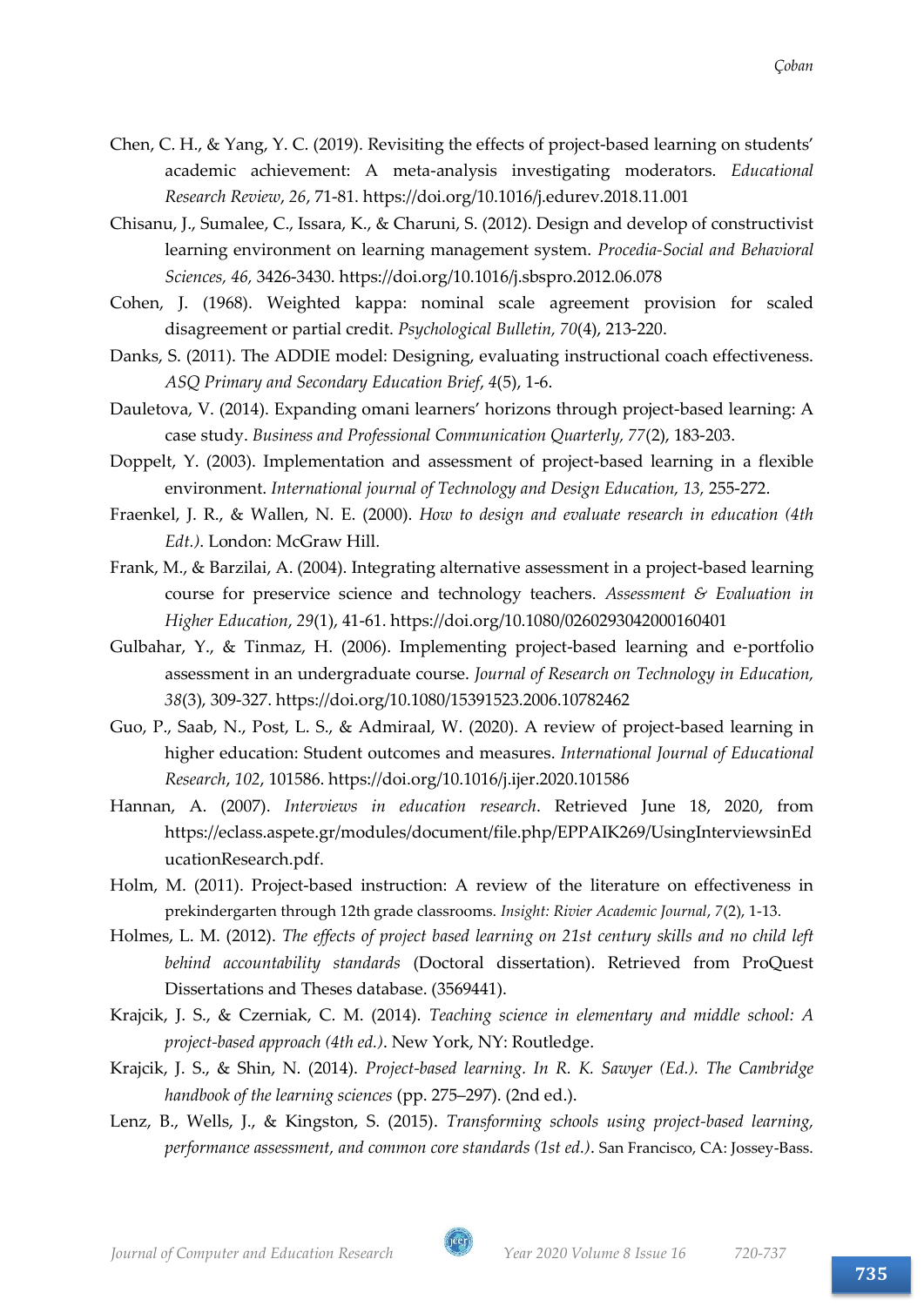Chen, C. H., & Yang, Y. C. (2019). Revisiting the effects of project-based learning on students' academic achievement: A meta-analysis investigating moderators. *Educational Research Review*, *26*, 71-81. https://doi.org/10.1016/j.edurev.2018.11.001

Chisanu, J., Sumalee, C., Issara, K., & Charuni, S. (2012). Design and develop of constructivist learning environment on learning management system. *Procedia-Social and Behavioral Sciences, 46*, 3426-3430. https://doi.org/10.1016/j.sbspro.2012.06.078

Cohen, J. (1968). Weighted kappa: nominal scale agreement provision for scaled disagreement or partial credit. *Psychological Bulletin, 70*(4), 213-220.

Danks, S. (2011). The ADDIE model: Designing, evaluating instructional coach effectiveness. *ASQ Primary and Secondary Education Brief*, *4*(5), 1-6.

Dauletova, V. (2014). Expanding omani learners' horizons through project-based learning: A case study. *Business and Professional Communication Quarterly, 77*(2), 183-203.

Doppelt, Y. (2003). Implementation and assessment of project-based learning in a flexible environment. *International journal of Technology and Design Education, 13*, 255-272.

Fraenkel, J. R., & Wallen, N. E. (2000). *How to design and evaluate research in education (4th Edt.)*. London: McGraw Hill.

Frank, M., & Barzilai, A. (2004). Integrating alternative assessment in a project-based learning course for preservice science and technology teachers. *Assessment & Evaluation in Higher Education*, *29*(1), 41-61. https://doi.org/10.1080/0260293042000160401

Gulbahar, Y., & Tinmaz, H. (2006). Implementing project-based learning and e-portfolio assessment in an undergraduate course. *Journal of Research on Technology in Education, 38*(3), 309-327. https://doi.org/10.1080/15391523.2006.10782462

Guo, P., Saab, N., Post, L. S., & Admiraal, W. (2020). A review of project-based learning in higher education: Student outcomes and measures. *International Journal of Educational Research*, *102*, 101586. https://doi.org/10.1016/j.ijer.2020.101586

Hannan, A. (2007). *Interviews in education research*. Retrieved June 18, 2020, from https://eclass.aspete.gr/modules/document/file.php/EPPAIK269/UsingInterviewsinEducationResearch.pdf.

Holm, M. (2011). Project-based instruction: A review of the literature on effectiveness in prekindergarten through 12th grade classrooms. *Insight: Rivier Academic Journal*, *7*(2), 1-13.

Holmes, L. M. (2012). *The effects of project based learning on 21st century skills and no child left behind accountability standards* (Doctoral dissertation). Retrieved from ProQuest Dissertations and Theses database. (3569441).

Krajcik, J. S., & Czerniak, C. M. (2014). *Teaching science in elementary and middle school: A project-based approach (4th ed.)*. New York, NY: Routledge.

Krajcik, J. S., & Shin, N. (2014). *Project-based learning. In R. K. Sawyer (Ed.). The Cambridge handbook of the learning sciences* (pp. 275–297). (2nd ed.).

Lenz, B., Wells, J., & Kingston, S. (2015). *Transforming schools using project-based learning, performance assessment, and common core standards (1st ed.)*. San Francisco, CA: Jossey-Bass.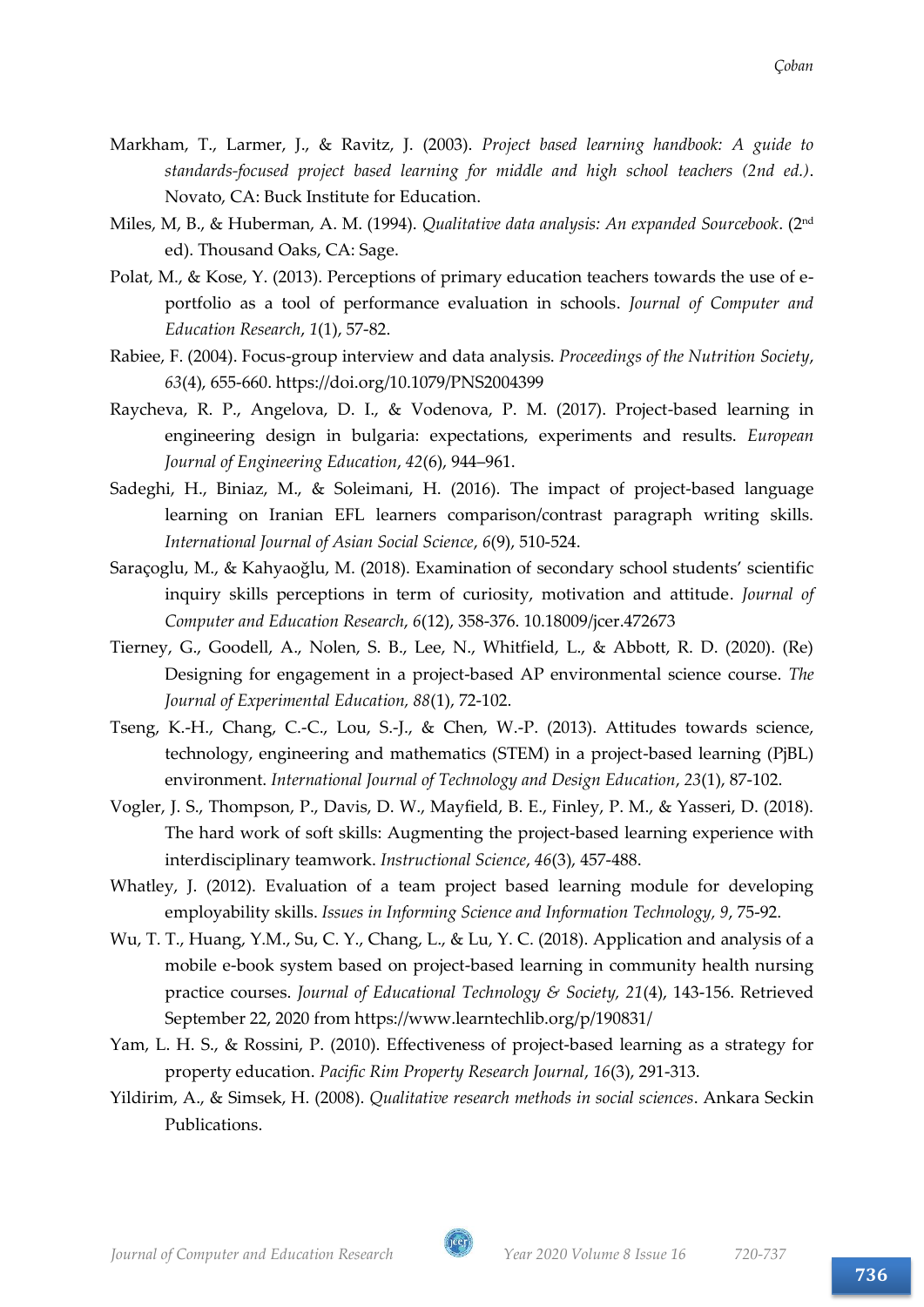Markham, T., Larmer, J., & Ravitz, J. (2003). *Project based learning handbook: A guide to standards-focused project based learning for middle and high school teachers (2nd ed.)*. Novato, CA: Buck Institute for Education.

Miles, M, B., & Huberman, A. M. (1994). *Qualitative data analysis: An expanded Sourcebook*. (2nd ed). Thousand Oaks, CA: Sage.

Polat, M., & Kose, Y. (2013). Perceptions of primary education teachers towards the use of e-portfolio as a tool of performance evaluation in schools. *Journal of Computer and Education Research*, *1*(1), 57-82.

Rabiee, F. (2004). Focus-group interview and data analysis. *Proceedings of the Nutrition Society*, *63*(4), 655-660. https://doi.org/10.1079/PNS2004399

Raycheva, R. P., Angelova, D. I., & Vodenova, P. M. (2017). Project-based learning in engineering design in bulgaria: expectations, experiments and results. *European Journal of Engineering Education*, *42*(6), 944–961.

Sadeghi, H., Biniaz, M., & Soleimani, H. (2016). The impact of project-based language learning on Iranian EFL learners comparison/contrast paragraph writing skills. *International Journal of Asian Social Science*, *6*(9), 510-524.

Saraçoglu, M., & Kahyaoğlu, M. (2018). Examination of secondary school students' scientific inquiry skills perceptions in term of curiosity, motivation and attitude. *Journal of Computer and Education Research*, *6*(12), 358-376. 10.18009/jcer.472673

Tierney, G., Goodell, A., Nolen, S. B., Lee, N., Whitfield, L., & Abbott, R. D. (2020). (Re) Designing for engagement in a project-based AP environmental science course. *The Journal of Experimental Education, 88*(1), 72-102.

Tseng, K.-H., Chang, C.-C., Lou, S.-J., & Chen, W.-P. (2013). Attitudes towards science, technology, engineering and mathematics (STEM) in a project-based learning (PjBL) environment. *International Journal of Technology and Design Education*, *23*(1), 87-102.

Vogler, J. S., Thompson, P., Davis, D. W., Mayfield, B. E., Finley, P. M., & Yasseri, D. (2018). The hard work of soft skills: Augmenting the project-based learning experience with interdisciplinary teamwork. *Instructional Science*, *46*(3), 457-488.

Whatley, J. (2012). Evaluation of a team project based learning module for developing employability skills. *Issues in Informing Science and Information Technology, 9*, 75-92.

Wu, T. T., Huang, Y.M., Su, C. Y., Chang, L., & Lu, Y. C. (2018). Application and analysis of a mobile e-book system based on project-based learning in community health nursing practice courses. *Journal of Educational Technology & Society, 21*(4), 143-156. Retrieved September 22, 2020 from https://www.learntechlib.org/p/190831/

Yam, L. H. S., & Rossini, P. (2010). Effectiveness of project-based learning as a strategy for property education. *Pacific Rim Property Research Journal*, *16*(3), 291-313.

Yildirim, A., & Simsek, H. (2008). *Qualitative research methods in social sciences*. Ankara Seckin Publications.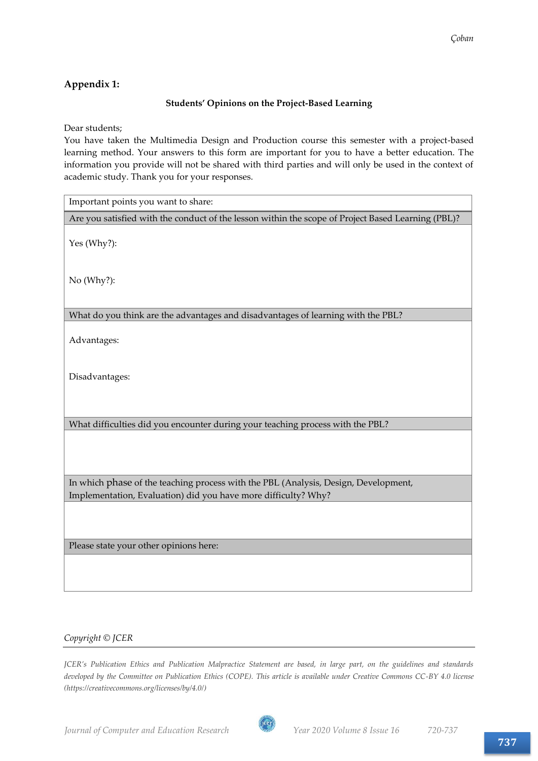## Appendix 1:

**Students' Opinions on the Project-Based Learning**

Dear students;

You have taken the Multimedia Design and Production course this semester with a project-based learning method. Your answers to this form are important for you to have a better education. The information you provide will not be shared with third parties and will only be used in the context of academic study. Thank you for your responses.

| Important points you want to share: |
|---|
| Are you satisfied with the conduct of the lesson within the scope of Project Based Learning (PBL)? |
| Yes (Why?):<br><br>No (Why?): |
| What do you think are the advantages and disadvantages of learning with the PBL? |
| Advantages:<br><br>Disadvantages: |
| What difficulties did you encounter during your teaching process with the PBL? |
| |
| In which phase of the teaching process with the PBL (Analysis, Design, Development, Implementation, Evaluation) did you have more difficulty? Why? |
| |
| Please state your other opinions here: |
| |

*Copyright © JCER*

*JCER's Publication Ethics and Publication Malpractice Statement are based, in large part, on the guidelines and standards developed by the Committee on Publication Ethics (COPE). This article is available under Creative Commons CC-BY 4.0 license (https://creativecommons.org/licenses/by/4.0/)*